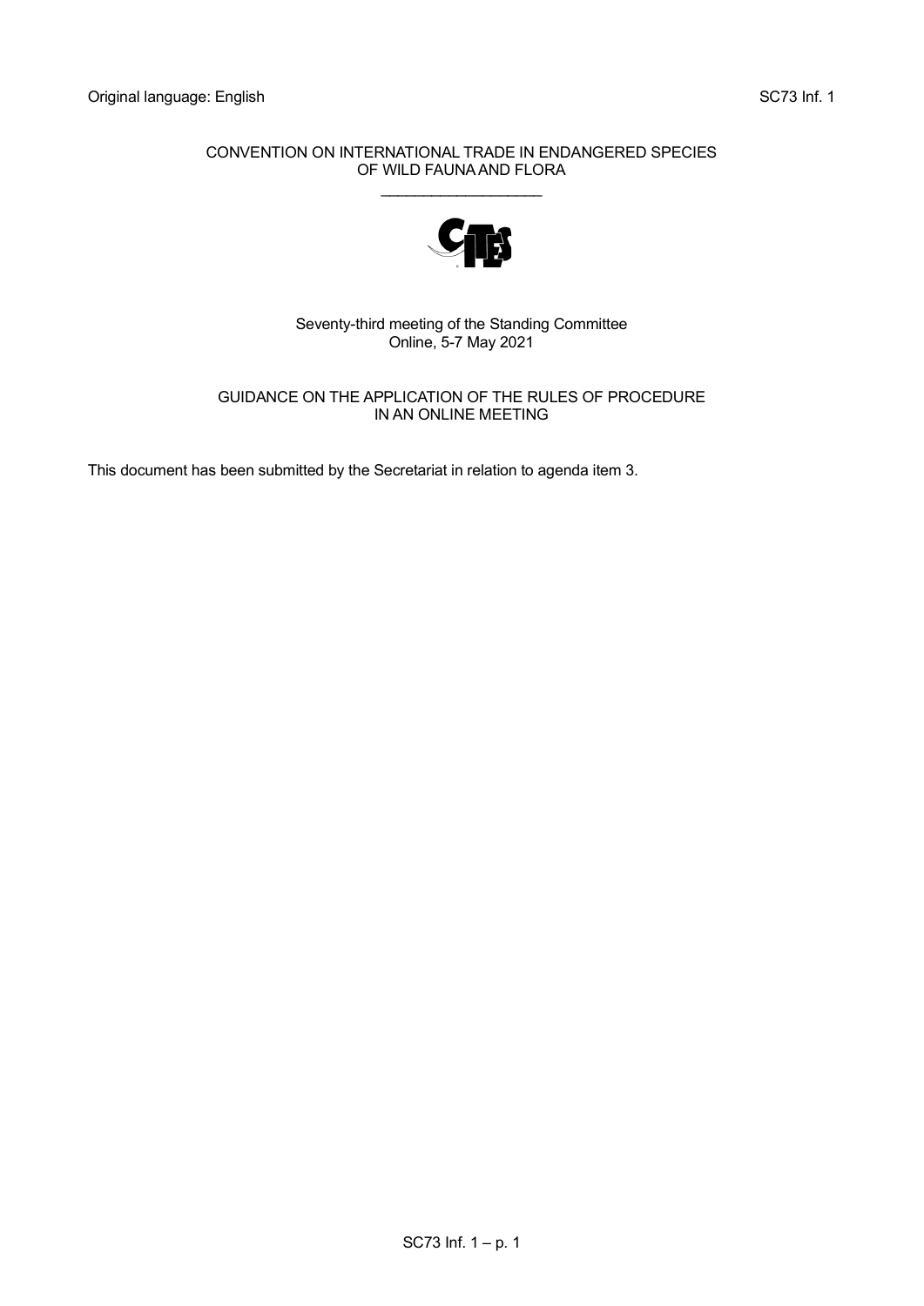Original language: English SC73 Inf. 1

CONVENTION ON INTERNATIONAL TRADE IN ENDANGERED SPECIES OF WILD FAUNA AND FLORA

Seventy-third meeting of the Standing Committee
Online, 5-7 May 2021

# GUIDANCE ON THE APPLICATION OF THE RULES OF PROCEDURE IN AN ONLINE MEETING

This document has been submitted by the Secretariat in relation to agenda item 3.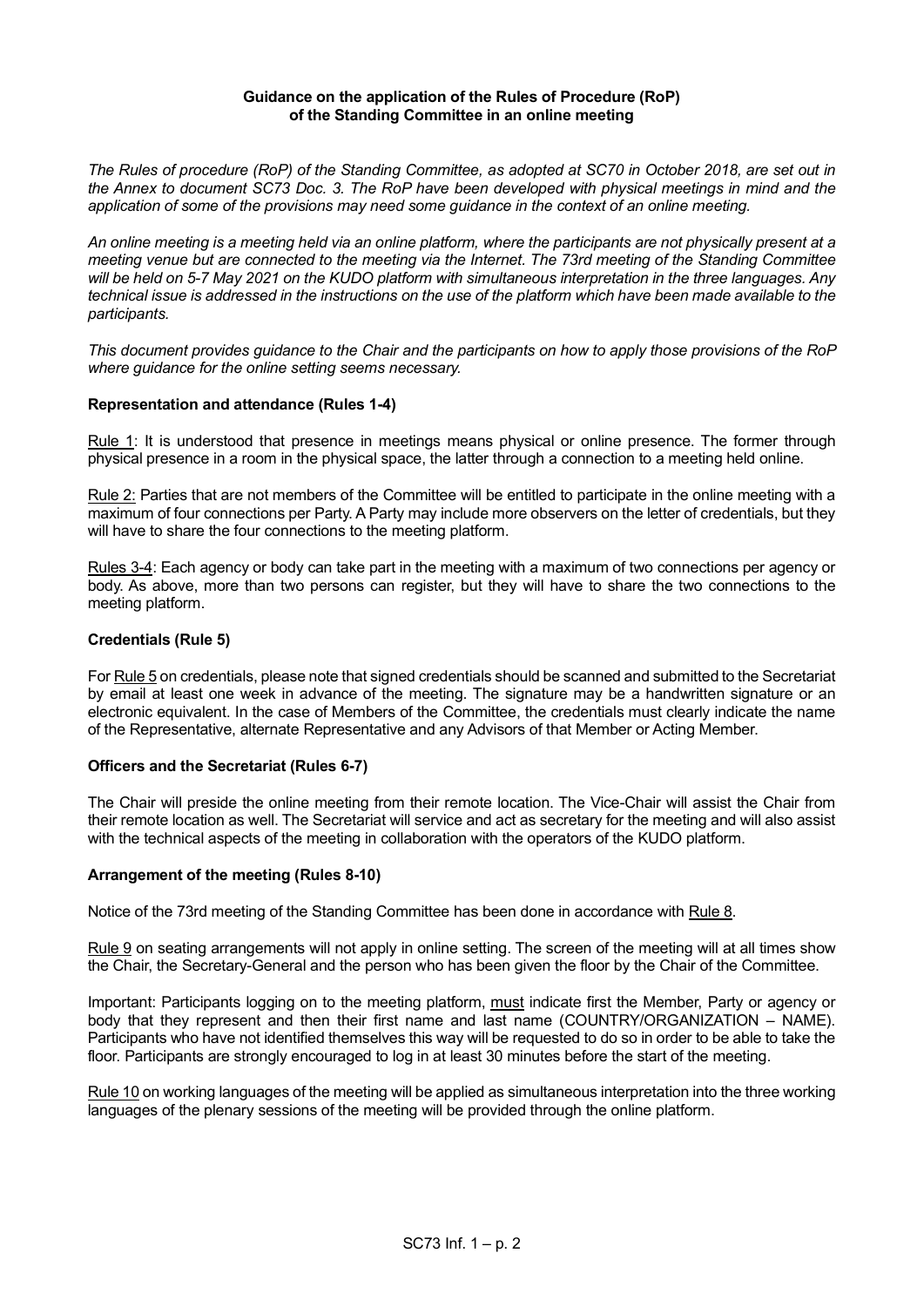**Guidance on the application of the Rules of Procedure (RoP) of the Standing Committee in an online meeting**

*The Rules of procedure (RoP) of the Standing Committee, as adopted at SC70 in October 2018, are set out in the Annex to document SC73 Doc. 3. The RoP have been developed with physical meetings in mind and the application of some of the provisions may need some guidance in the context of an online meeting.*

*An online meeting is a meeting held via an online platform, where the participants are not physically present at a meeting venue but are connected to the meeting via the Internet. The 73rd meeting of the Standing Committee will be held on 5-7 May 2021 on the KUDO platform with simultaneous interpretation in the three languages. Any technical issue is addressed in the instructions on the use of the platform which have been made available to the participants.*

*This document provides guidance to the Chair and the participants on how to apply those provisions of the RoP where guidance for the online setting seems necessary.*

**Representation and attendance (Rules 1-4)**

Rule 1: It is understood that presence in meetings means physical or online presence. The former through physical presence in a room in the physical space, the latter through a connection to a meeting held online.

Rule 2: Parties that are not members of the Committee will be entitled to participate in the online meeting with a maximum of four connections per Party. A Party may include more observers on the letter of credentials, but they will have to share the four connections to the meeting platform.

Rules 3-4: Each agency or body can take part in the meeting with a maximum of two connections per agency or body. As above, more than two persons can register, but they will have to share the two connections to the meeting platform.

**Credentials (Rule 5)**

For Rule 5 on credentials, please note that signed credentials should be scanned and submitted to the Secretariat by email at least one week in advance of the meeting. The signature may be a handwritten signature or an electronic equivalent. In the case of Members of the Committee, the credentials must clearly indicate the name of the Representative, alternate Representative and any Advisors of that Member or Acting Member.

**Officers and the Secretariat (Rules 6-7)**

The Chair will preside the online meeting from their remote location. The Vice-Chair will assist the Chair from their remote location as well. The Secretariat will service and act as secretary for the meeting and will also assist with the technical aspects of the meeting in collaboration with the operators of the KUDO platform.

**Arrangement of the meeting (Rules 8-10)**

Notice of the 73rd meeting of the Standing Committee has been done in accordance with Rule 8.

Rule 9 on seating arrangements will not apply in online setting. The screen of the meeting will at all times show the Chair, the Secretary-General and the person who has been given the floor by the Chair of the Committee.

Important: Participants logging on to the meeting platform, must indicate first the Member, Party or agency or body that they represent and then their first name and last name (COUNTRY/ORGANIZATION – NAME). Participants who have not identified themselves this way will be requested to do so in order to be able to take the floor. Participants are strongly encouraged to log in at least 30 minutes before the start of the meeting.

Rule 10 on working languages of the meeting will be applied as simultaneous interpretation into the three working languages of the plenary sessions of the meeting will be provided through the online platform.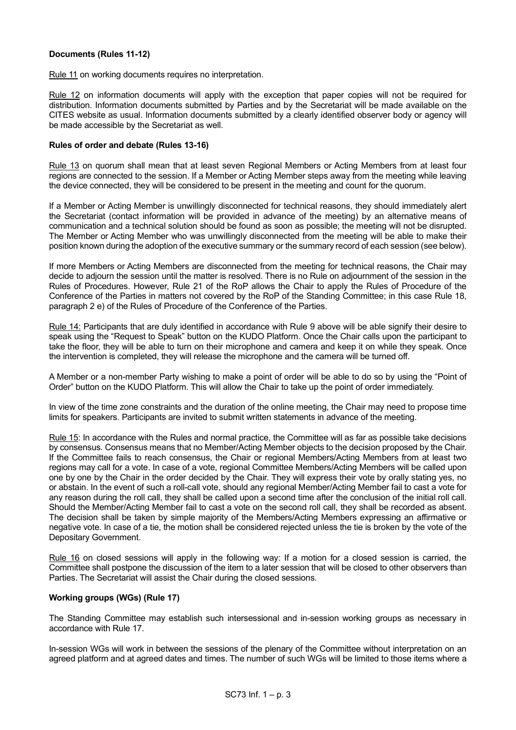**Documents (Rules 11-12)**

Rule 11 on working documents requires no interpretation.

Rule 12 on information documents will apply with the exception that paper copies will not be required for distribution. Information documents submitted by Parties and by the Secretariat will be made available on the CITES website as usual. Information documents submitted by a clearly identified observer body or agency will be made accessible by the Secretariat as well.

**Rules of order and debate (Rules 13-16)**

Rule 13 on quorum shall mean that at least seven Regional Members or Acting Members from at least four regions are connected to the session. If a Member or Acting Member steps away from the meeting while leaving the device connected, they will be considered to be present in the meeting and count for the quorum.

If a Member or Acting Member is unwillingly disconnected for technical reasons, they should immediately alert the Secretariat (contact information will be provided in advance of the meeting) by an alternative means of communication and a technical solution should be found as soon as possible; the meeting will not be disrupted. The Member or Acting Member who was unwillingly disconnected from the meeting will be able to make their position known during the adoption of the executive summary or the summary record of each session (see below).

If more Members or Acting Members are disconnected from the meeting for technical reasons, the Chair may decide to adjourn the session until the matter is resolved. There is no Rule on adjournment of the session in the Rules of Procedures. However, Rule 21 of the RoP allows the Chair to apply the Rules of Procedure of the Conference of the Parties in matters not covered by the RoP of the Standing Committee; in this case Rule 18, paragraph 2 e) of the Rules of Procedure of the Conference of the Parties.

Rule 14: Participants that are duly identified in accordance with Rule 9 above will be able signify their desire to speak using the "Request to Speak" button on the KUDO Platform. Once the Chair calls upon the participant to take the floor, they will be able to turn on their microphone and camera and keep it on while they speak. Once the intervention is completed, they will release the microphone and the camera will be turned off.

A Member or a non-member Party wishing to make a point of order will be able to do so by using the "Point of Order" button on the KUDO Platform. This will allow the Chair to take up the point of order immediately.

In view of the time zone constraints and the duration of the online meeting, the Chair may need to propose time limits for speakers. Participants are invited to submit written statements in advance of the meeting.

Rule 15: In accordance with the Rules and normal practice, the Committee will as far as possible take decisions by consensus. Consensus means that no Member/Acting Member objects to the decision proposed by the Chair. If the Committee fails to reach consensus, the Chair or regional Members/Acting Members from at least two regions may call for a vote. In case of a vote, regional Committee Members/Acting Members will be called upon one by one by the Chair in the order decided by the Chair. They will express their vote by orally stating yes, no or abstain. In the event of such a roll-call vote, should any regional Member/Acting Member fail to cast a vote for any reason during the roll call, they shall be called upon a second time after the conclusion of the initial roll call. Should the Member/Acting Member fail to cast a vote on the second roll call, they shall be recorded as absent. The decision shall be taken by simple majority of the Members/Acting Members expressing an affirmative or negative vote. In case of a tie, the motion shall be considered rejected unless the tie is broken by the vote of the Depositary Government.

Rule 16 on closed sessions will apply in the following way: If a motion for a closed session is carried, the Committee shall postpone the discussion of the item to a later session that will be closed to other observers than Parties. The Secretariat will assist the Chair during the closed sessions.

**Working groups (WGs) (Rule 17)**

The Standing Committee may establish such intersessional and in-session working groups as necessary in accordance with Rule 17.

In-session WGs will work in between the sessions of the plenary of the Committee without interpretation on an agreed platform and at agreed dates and times. The number of such WGs will be limited to those items where a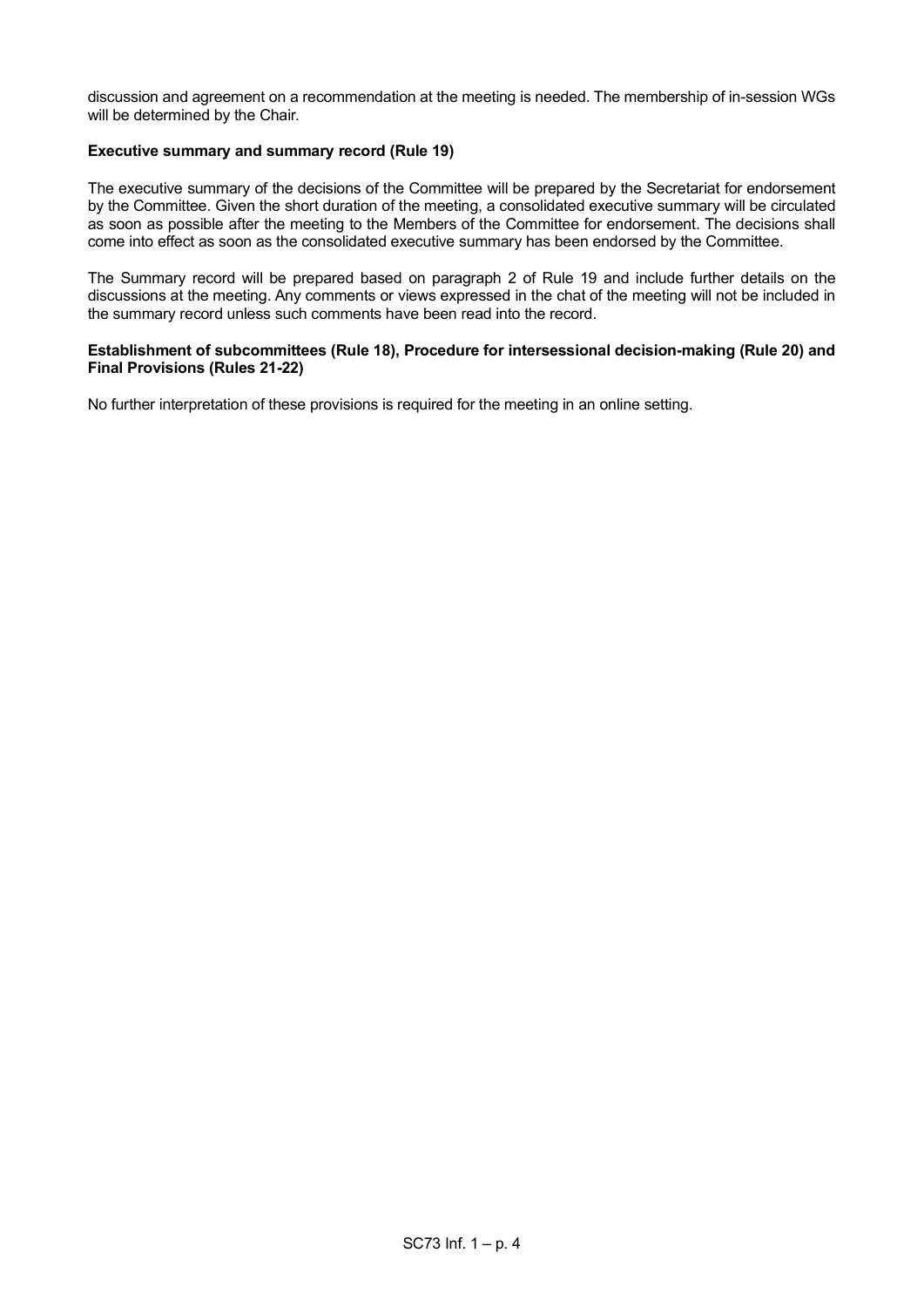discussion and agreement on a recommendation at the meeting is needed. The membership of in-session WGs will be determined by the Chair.

**Executive summary and summary record (Rule 19)**

The executive summary of the decisions of the Committee will be prepared by the Secretariat for endorsement by the Committee. Given the short duration of the meeting, a consolidated executive summary will be circulated as soon as possible after the meeting to the Members of the Committee for endorsement. The decisions shall come into effect as soon as the consolidated executive summary has been endorsed by the Committee.

The Summary record will be prepared based on paragraph 2 of Rule 19 and include further details on the discussions at the meeting. Any comments or views expressed in the chat of the meeting will not be included in the summary record unless such comments have been read into the record.

**Establishment of subcommittees (Rule 18), Procedure for intersessional decision-making (Rule 20) and Final Provisions (Rules 21-22)**

No further interpretation of these provisions is required for the meeting in an online setting.